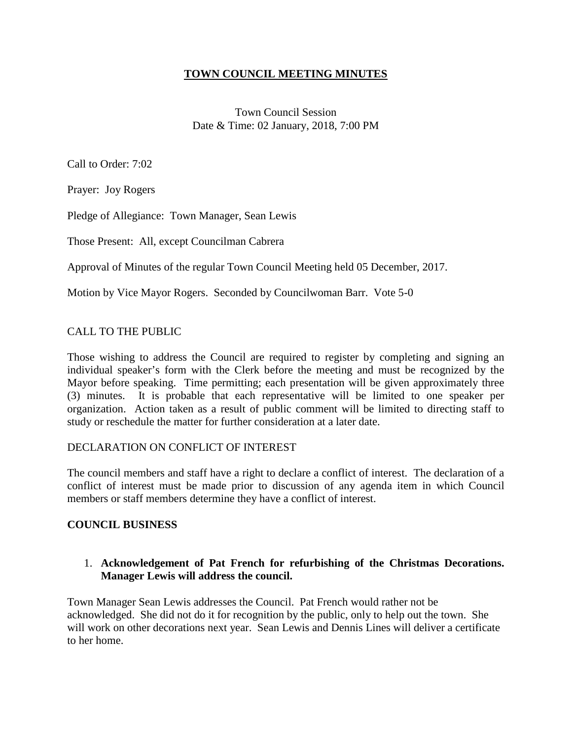# TOWN COUNCIL MEETING MINUTES

Town Council Session
Date & Time: 02 January, 2018, 7:00 PM

Call to Order: 7:02

Prayer: Joy Rogers

Pledge of Allegiance: Town Manager, Sean Lewis

Those Present: All, except Councilman Cabrera

Approval of Minutes of the regular Town Council Meeting held 05 December, 2017.

Motion by Vice Mayor Rogers. Seconded by Councilwoman Barr. Vote 5-0

## CALL TO THE PUBLIC

Those wishing to address the Council are required to register by completing and signing an individual speaker's form with the Clerk before the meeting and must be recognized by the Mayor before speaking. Time permitting; each presentation will be given approximately three (3) minutes. It is probable that each representative will be limited to one speaker per organization. Action taken as a result of public comment will be limited to directing staff to study or reschedule the matter for further consideration at a later date.

## DECLARATION ON CONFLICT OF INTEREST

The council members and staff have a right to declare a conflict of interest. The declaration of a conflict of interest must be made prior to discussion of any agenda item in which Council members or staff members determine they have a conflict of interest.

## COUNCIL BUSINESS

1. **Acknowledgement of Pat French for refurbishing of the Christmas Decorations. Manager Lewis will address the council.**

Town Manager Sean Lewis addresses the Council. Pat French would rather not be acknowledged. She did not do it for recognition by the public, only to help out the town. She will work on other decorations next year. Sean Lewis and Dennis Lines will deliver a certificate to her home.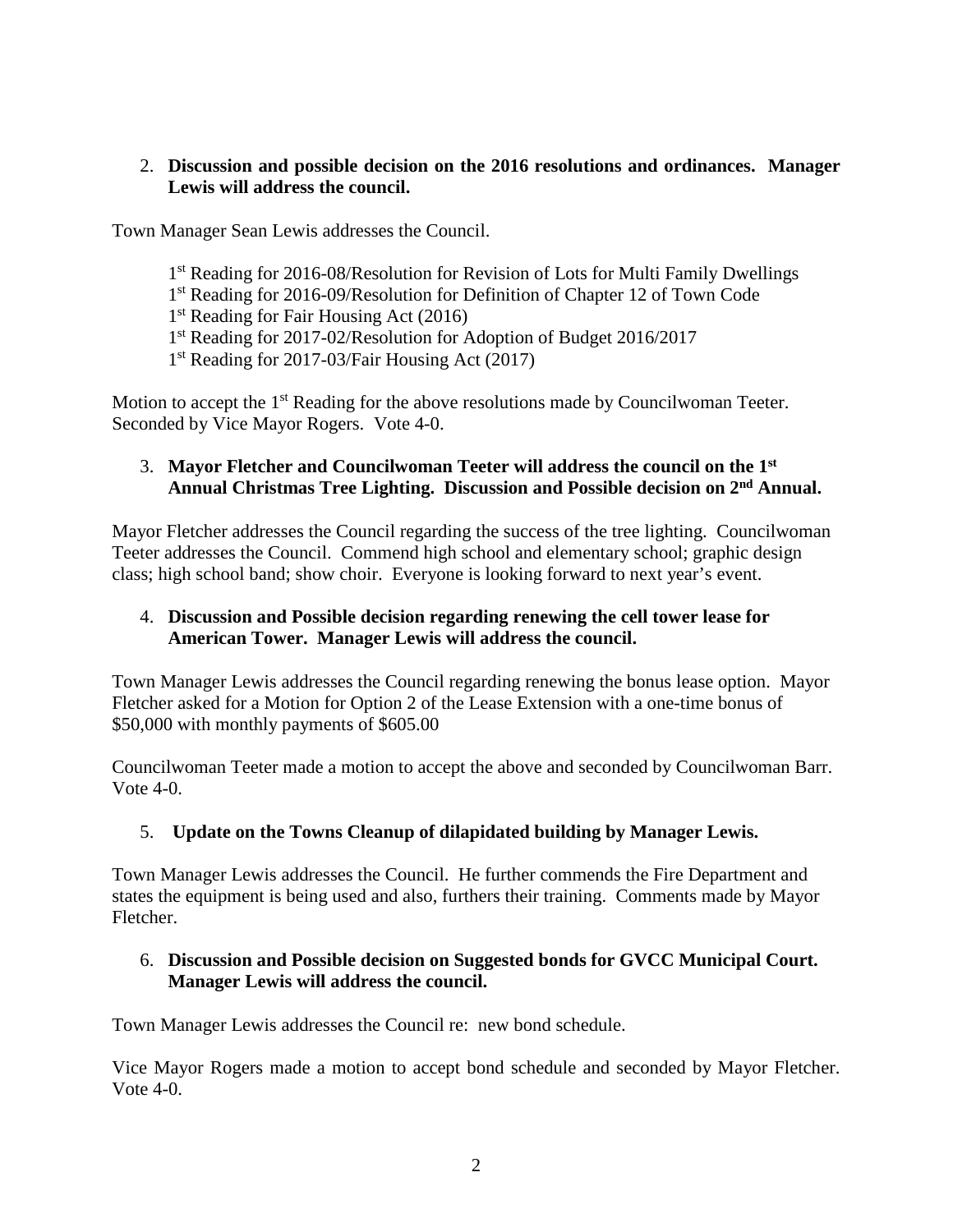2. **Discussion and possible decision on the 2016 resolutions and ordinances. Manager Lewis will address the council.**

Town Manager Sean Lewis addresses the Council.

1st Reading for 2016-08/Resolution for Revision of Lots for Multi Family Dwellings
1st Reading for 2016-09/Resolution for Definition of Chapter 12 of Town Code
1st Reading for Fair Housing Act (2016)
1st Reading for 2017-02/Resolution for Adoption of Budget 2016/2017
1st Reading for 2017-03/Fair Housing Act (2017)

Motion to accept the 1st Reading for the above resolutions made by Councilwoman Teeter. Seconded by Vice Mayor Rogers. Vote 4-0.

3. **Mayor Fletcher and Councilwoman Teeter will address the council on the 1st Annual Christmas Tree Lighting. Discussion and Possible decision on 2nd Annual.**

Mayor Fletcher addresses the Council regarding the success of the tree lighting. Councilwoman Teeter addresses the Council. Commend high school and elementary school; graphic design class; high school band; show choir. Everyone is looking forward to next year's event.

4. **Discussion and Possible decision regarding renewing the cell tower lease for American Tower. Manager Lewis will address the council.**

Town Manager Lewis addresses the Council regarding renewing the bonus lease option. Mayor Fletcher asked for a Motion for Option 2 of the Lease Extension with a one-time bonus of $50,000 with monthly payments of $605.00

Councilwoman Teeter made a motion to accept the above and seconded by Councilwoman Barr. Vote 4-0.

5. **Update on the Towns Cleanup of dilapidated building by Manager Lewis.**

Town Manager Lewis addresses the Council. He further commends the Fire Department and states the equipment is being used and also, furthers their training. Comments made by Mayor Fletcher.

6. **Discussion and Possible decision on Suggested bonds for GVCC Municipal Court. Manager Lewis will address the council.**

Town Manager Lewis addresses the Council re: new bond schedule.

Vice Mayor Rogers made a motion to accept bond schedule and seconded by Mayor Fletcher. Vote 4-0.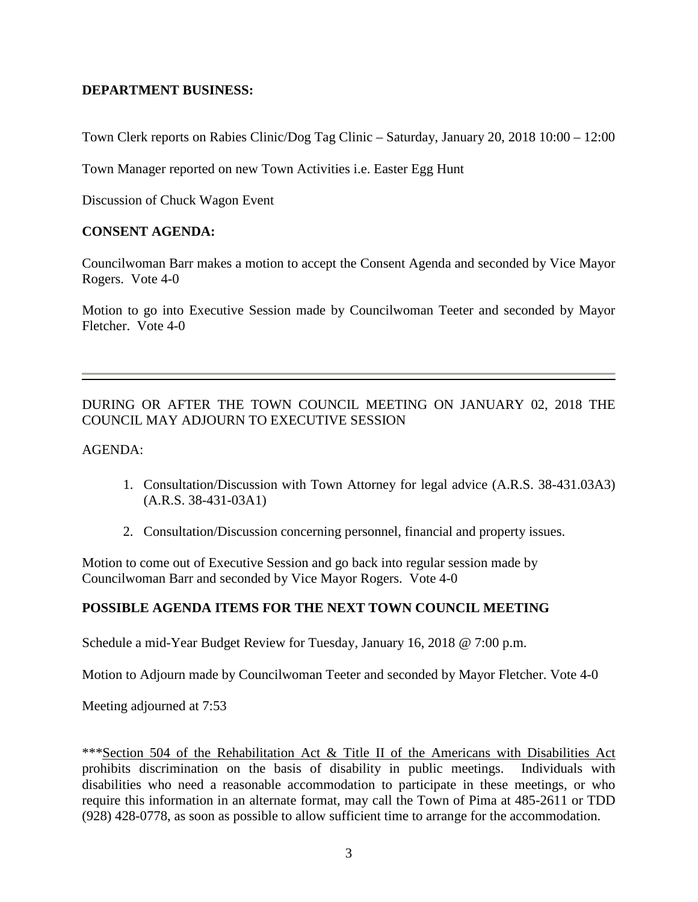## DEPARTMENT BUSINESS:

Town Clerk reports on Rabies Clinic/Dog Tag Clinic – Saturday, January 20, 2018 10:00 – 12:00

Town Manager reported on new Town Activities i.e. Easter Egg Hunt

Discussion of Chuck Wagon Event

## CONSENT AGENDA:

Councilwoman Barr makes a motion to accept the Consent Agenda and seconded by Vice Mayor Rogers. Vote 4-0

Motion to go into Executive Session made by Councilwoman Teeter and seconded by Mayor Fletcher. Vote 4-0

---

DURING OR AFTER THE TOWN COUNCIL MEETING ON JANUARY 02, 2018 THE COUNCIL MAY ADJOURN TO EXECUTIVE SESSION

AGENDA:

1. Consultation/Discussion with Town Attorney for legal advice (A.R.S. 38-431.03A3) (A.R.S. 38-431-03A1)

2. Consultation/Discussion concerning personnel, financial and property issues.

Motion to come out of Executive Session and go back into regular session made by Councilwoman Barr and seconded by Vice Mayor Rogers. Vote 4-0

## POSSIBLE AGENDA ITEMS FOR THE NEXT TOWN COUNCIL MEETING

Schedule a mid-Year Budget Review for Tuesday, January 16, 2018 @ 7:00 p.m.

Motion to Adjourn made by Councilwoman Teeter and seconded by Mayor Fletcher. Vote 4-0

Meeting adjourned at 7:53

***Section 504 of the Rehabilitation Act & Title II of the Americans with Disabilities Act prohibits discrimination on the basis of disability in public meetings. Individuals with disabilities who need a reasonable accommodation to participate in these meetings, or who require this information in an alternate format, may call the Town of Pima at 485-2611 or TDD (928) 428-0778, as soon as possible to allow sufficient time to arrange for the accommodation.